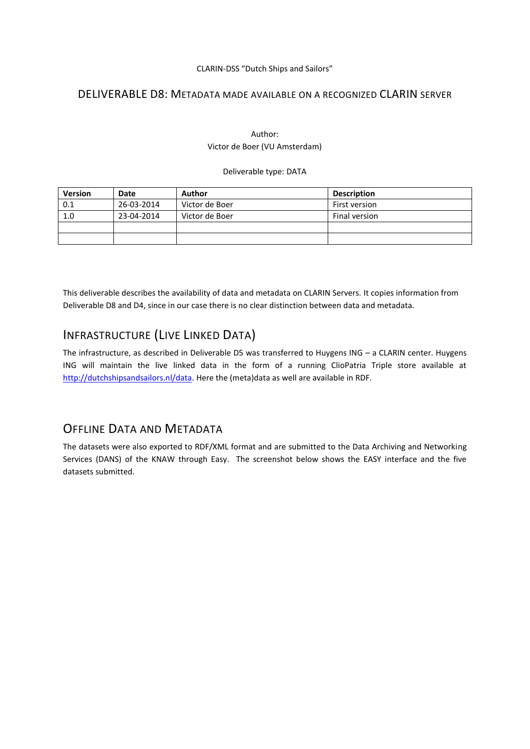CLARIN-DSS "Dutch Ships and Sailors"

# DELIVERABLE D8: METADATA MADE AVAILABLE ON A RECOGNIZED CLARIN SERVER

Author:
Victor de Boer (VU Amsterdam)

Deliverable type: DATA

| Version | Date | Author | Description |
|---|---|---|---|
| 0.1 | 26-03-2014 | Victor de Boer | First version |
| 1.0 | 23-04-2014 | Victor de Boer | Final version |
| | | | |
| | | | |

This deliverable describes the availability of data and metadata on CLARIN Servers. It copies information from Deliverable D8 and D4, since in our case there is no clear distinction between data and metadata.

## INFRASTRUCTURE (LIVE LINKED DATA)

The infrastructure, as described in Deliverable D5 was transferred to Huygens ING – a CLARIN center. Huygens ING will maintain the live linked data in the form of a running ClioPatria Triple store available at http://dutchshipsandsailors.nl/data. Here the (meta)data as well are available in RDF.

## OFFLINE DATA AND METADATA

The datasets were also exported to RDF/XML format and are submitted to the Data Archiving and Networking Services (DANS) of the KNAW through Easy. The screenshot below shows the EASY interface and the five datasets submitted.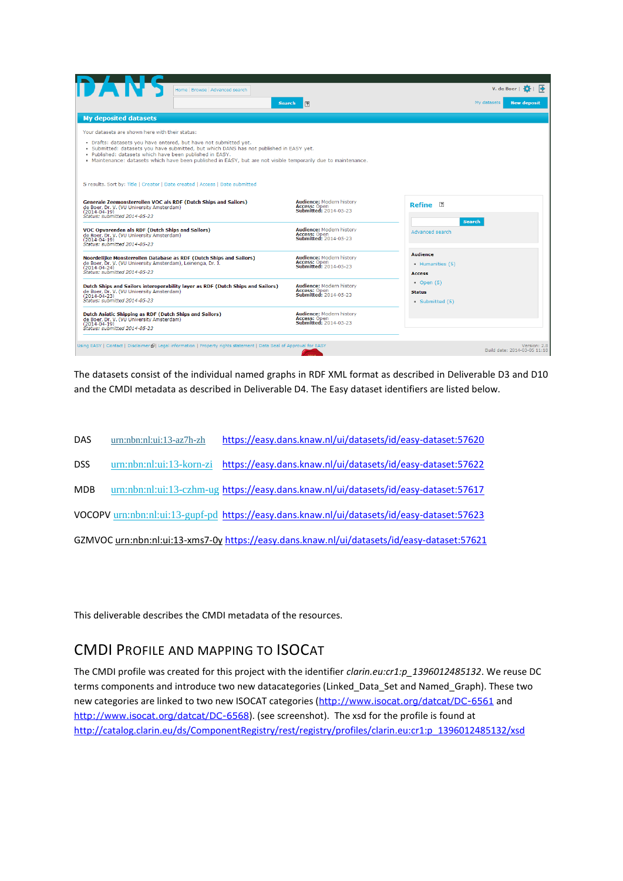The datasets consist of the individual named graphs in RDF XML format as described in Deliverable D3 and D10 and the CMDI metadata as described in Deliverable D4. The Easy dataset identifiers are listed below.

DAS urn:nbn:nl:ui:13-az7h-zh https://easy.dans.knaw.nl/ui/datasets/id/easy-dataset:57620

DSS urn:nbn:nl:ui:13-korn-zi https://easy.dans.knaw.nl/ui/datasets/id/easy-dataset:57622

MDB urn:nbn:nl:ui:13-czhm-ug https://easy.dans.knaw.nl/ui/datasets/id/easy-dataset:57617

VOCOPV urn:nbn:nl:ui:13-gupf-pd https://easy.dans.knaw.nl/ui/datasets/id/easy-dataset:57623

GZMVOC urn:nbn:nl:ui:13-xms7-0y https://easy.dans.knaw.nl/ui/datasets/id/easy-dataset:57621

This deliverable describes the CMDI metadata of the resources.

## CMDI Profile and Mapping to ISOCAT

The CMDI profile was created for this project with the identifier *clarin.eu:cr1:p_1396012485132*. We reuse DC terms components and introduce two new datacategories (Linked_Data_Set and Named_Graph). These two new categories are linked to two new ISOCAT categories (http://www.isocat.org/datcat/DC-6561 and http://www.isocat.org/datcat/DC-6568). (see screenshot). The xsd for the profile is found at http://catalog.clarin.eu/ds/ComponentRegistry/rest/registry/profiles/clarin.eu:cr1:p_1396012485132/xsd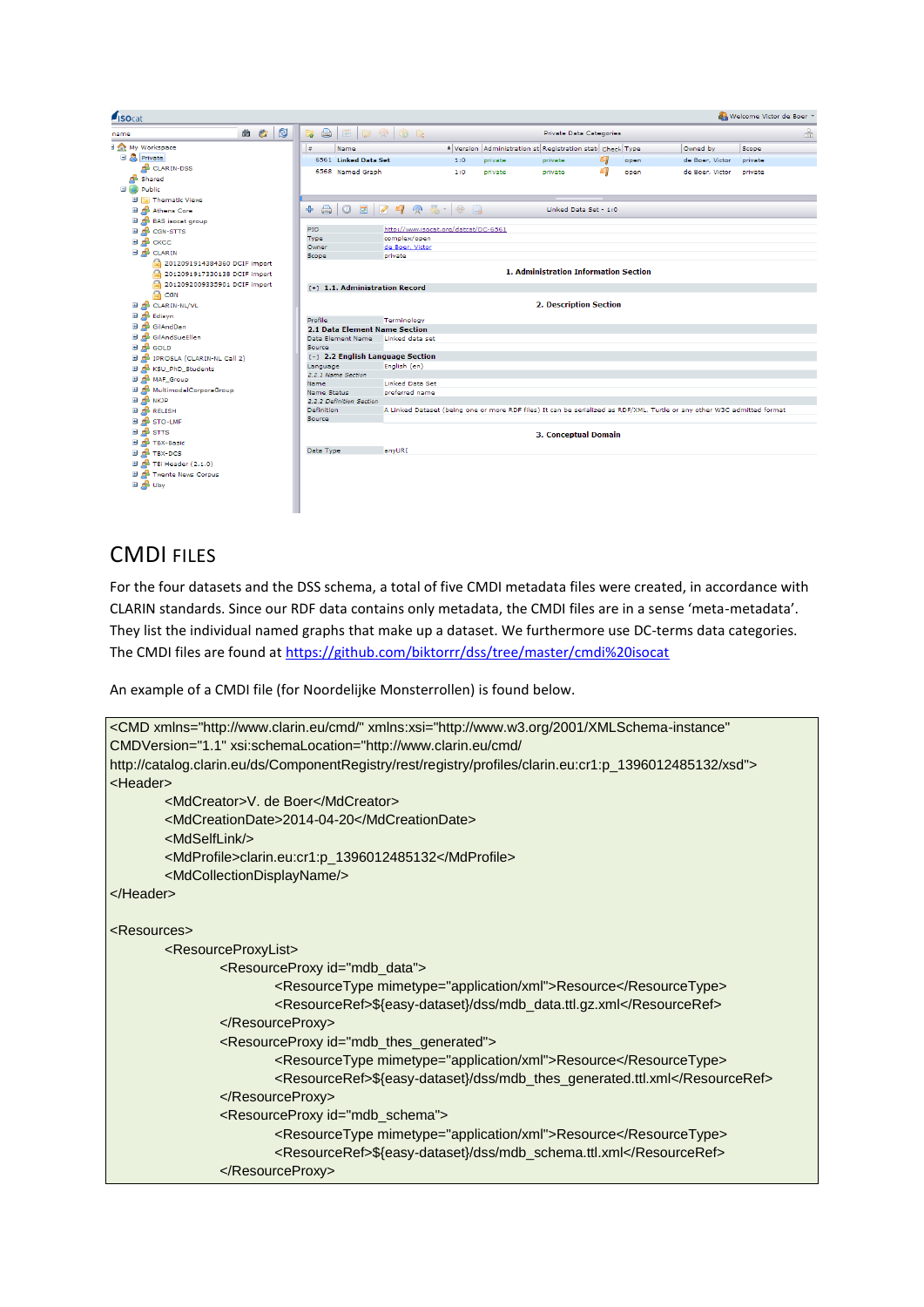## CMDI files

For the four datasets and the DSS schema, a total of five CMDI metadata files were created, in accordance with CLARIN standards. Since our RDF data contains only metadata, the CMDI files are in a sense 'meta-metadata'. They list the individual named graphs that make up a dataset. We furthermore use DC-terms data categories. The CMDI files are found at https://github.com/biktorrr/dss/tree/master/cmdi%20isocat

An example of a CMDI file (for Noordelijke Monsterrollen) is found below.

```
<CMD xmlns="http://www.clarin.eu/cmd/" xmlns:xsi="http://www.w3.org/2001/XMLSchema-instance"
CMDVersion="1.1" xsi:schemaLocation="http://www.clarin.eu/cmd/
http://catalog.clarin.eu/ds/ComponentRegistry/rest/registry/profiles/clarin.eu:cr1:p_1396012485132/xsd">
<Header>
        <MdCreator>V. de Boer</MdCreator>
        <MdCreationDate>2014-04-20</MdCreationDate>
        <MdSelfLink/>
        <MdProfile>clarin.eu:cr1:p_1396012485132</MdProfile>
        <MdCollectionDisplayName/>
</Header>

<Resources>
        <ResourceProxyList>
                <ResourceProxy id="mdb_data">
                        <ResourceType mimetype="application/xml">Resource</ResourceType>
                        <ResourceRef>${easy-dataset}/dss/mdb_data.ttl.gz.xml</ResourceRef>
                </ResourceProxy>
                <ResourceProxy id="mdb_thes_generated">
                        <ResourceType mimetype="application/xml">Resource</ResourceType>
                        <ResourceRef>${easy-dataset}/dss/mdb_thes_generated.ttl.xml</ResourceRef>
                </ResourceProxy>
                <ResourceProxy id="mdb_schema">
                        <ResourceType mimetype="application/xml">Resource</ResourceType>
                        <ResourceRef>${easy-dataset}/dss/mdb_schema.ttl.xml</ResourceRef>
                </ResourceProxy>
```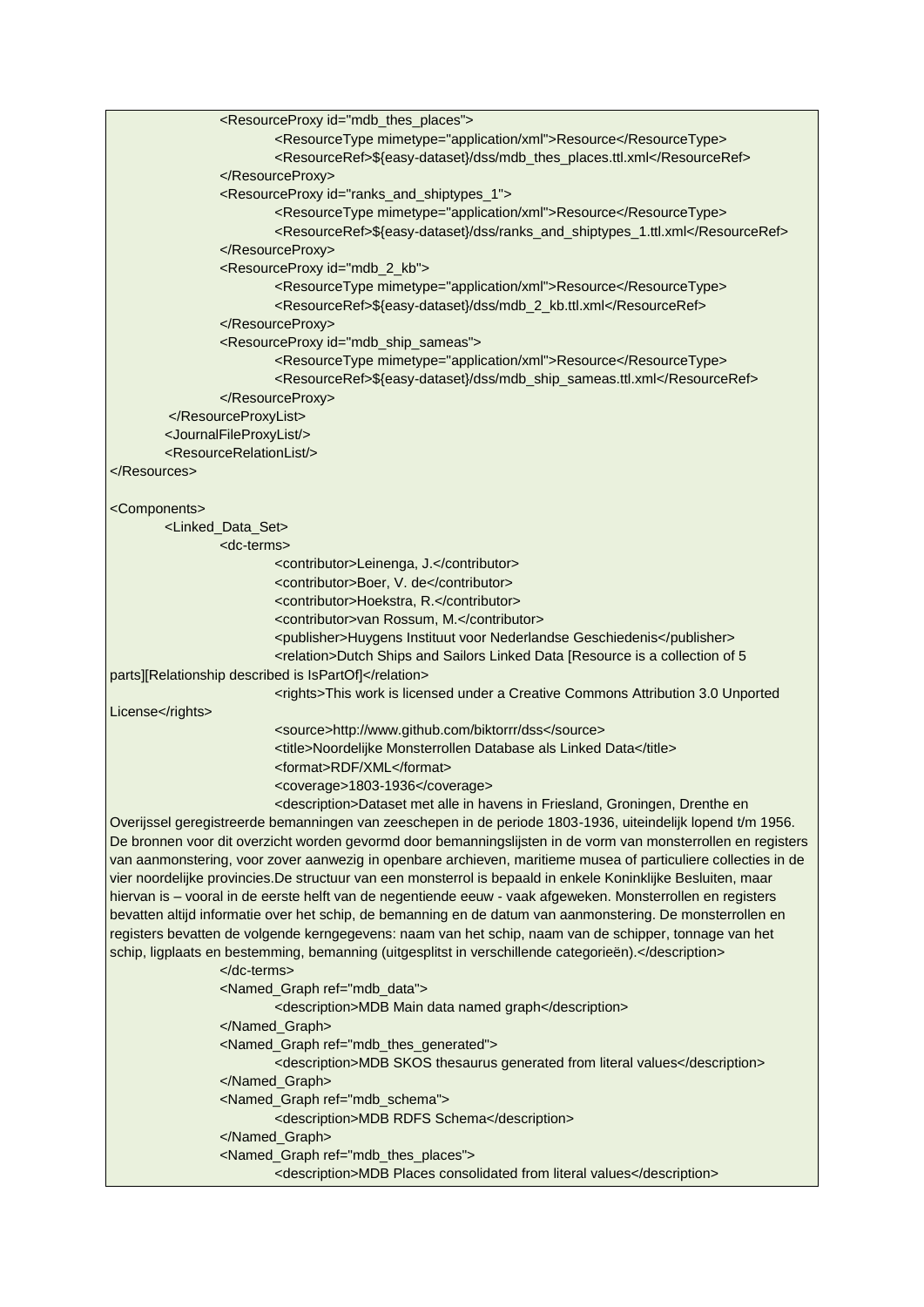```xml
			<ResourceProxy id="mdb_thes_places">
				<ResourceType mimetype="application/xml">Resource</ResourceType>
				<ResourceRef>${easy-dataset}/dss/mdb_thes_places.ttl.xml</ResourceRef>
			</ResourceProxy>
			<ResourceProxy id="ranks_and_shiptypes_1">
				<ResourceType mimetype="application/xml">Resource</ResourceType>
				<ResourceRef>${easy-dataset}/dss/ranks_and_shiptypes_1.ttl.xml</ResourceRef>
			</ResourceProxy>
			<ResourceProxy id="mdb_2_kb">
				<ResourceType mimetype="application/xml">Resource</ResourceType>
				<ResourceRef>${easy-dataset}/dss/mdb_2_kb.ttl.xml</ResourceRef>
			</ResourceProxy>
			<ResourceProxy id="mdb_ship_sameas">
				<ResourceType mimetype="application/xml">Resource</ResourceType>
				<ResourceRef>${easy-dataset}/dss/mdb_ship_sameas.ttl.xml</ResourceRef>
			</ResourceProxy>
		</ResourceProxyList>
		<JournalFileProxyList/>
		<ResourceRelationList/>
</Resources>

<Components>
	<Linked_Data_Set>
		<dc-terms>
			<contributor>Leinenga, J.</contributor>
			<contributor>Boer, V. de</contributor>
			<contributor>Hoekstra, R.</contributor>
			<contributor>van Rossum, M.</contributor>
			<publisher>Huygens Instituut voor Nederlandse Geschiedenis</publisher>
			<relation>Dutch Ships and Sailors Linked Data [Resource is a collection of 5 parts][Relationship described is IsPartOf]</relation>
			<rights>This work is licensed under a Creative Commons Attribution 3.0 Unported License</rights>
			<source>http://www.github.com/biktorrr/dss</source>
			<title>Noordelijke Monsterrollen Database als Linked Data</title>
			<format>RDF/XML</format>
			<coverage>1803-1936</coverage>
			<description>Dataset met alle in havens in Friesland, Groningen, Drenthe en Overijssel geregistreerde bemanningen van zeeschepen in de periode 1803-1936, uiteindelijk lopend t/m 1956. De bronnen voor dit overzicht worden gevormd door bemanningslijsten in de vorm van monsterrollen en registers van aanmonstering, voor zover aanwezig in openbare archieven, maritieme musea of particuliere collecties in de vier noordelijke provincies.De structuur van een monsterrol is bepaald in enkele Koninklijke Besluiten, maar hiervan is – vooral in de eerste helft van de negentiende eeuw - vaak afgeweken. Monsterrollen en registers bevatten altijd informatie over het schip, de bemanning en de datum van aanmonstering. De monsterrollen en registers bevatten de volgende kerngegevens: naam van het schip, naam van de schipper, tonnage van het schip, ligplaats en bestemming, bemanning (uitgesplitst in verschillende categorieën).</description>
		</dc-terms>
		<Named_Graph ref="mdb_data">
			<description>MDB Main data named graph</description>
		</Named_Graph>
		<Named_Graph ref="mdb_thes_generated">
			<description>MDB SKOS thesaurus generated from literal values</description>
		</Named_Graph>
		<Named_Graph ref="mdb_schema">
			<description>MDB RDFS Schema</description>
		</Named_Graph>
		<Named_Graph ref="mdb_thes_places">
			<description>MDB Places consolidated from literal values</description>
```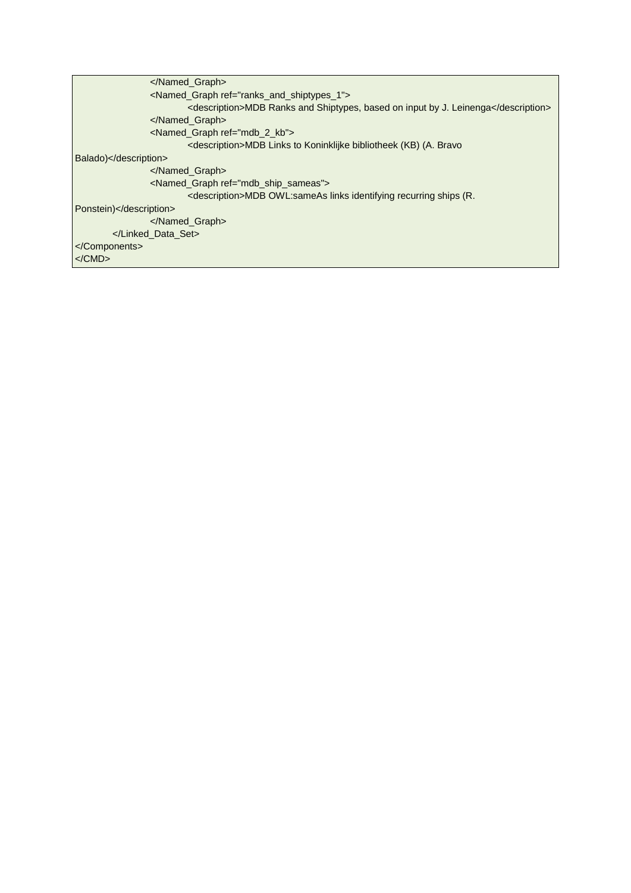```
			</Named_Graph>
			<Named_Graph ref="ranks_and_shiptypes_1">
				<description>MDB Ranks and Shiptypes, based on input by J. Leinenga</description>
			</Named_Graph>
			<Named_Graph ref="mdb_2_kb">
				<description>MDB Links to Koninklijke bibliotheek (KB) (A. Bravo Balado)</description>
			</Named_Graph>
			<Named_Graph ref="mdb_ship_sameas">
				<description>MDB OWL:sameAs links identifying recurring ships (R. Ponstein)</description>
			</Named_Graph>
		</Linked_Data_Set>
</Components>
</CMD>
```